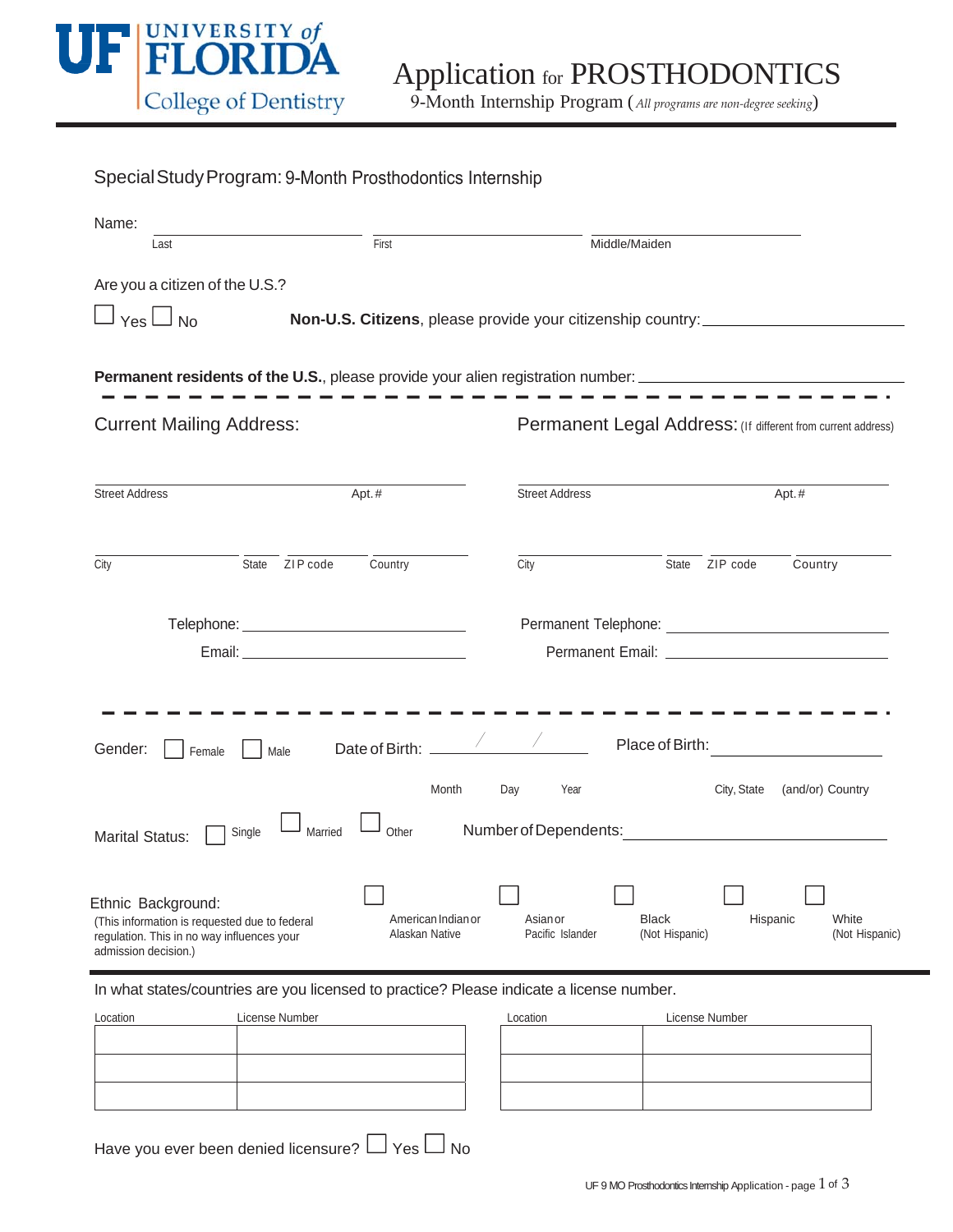UF | UNIVERSITY of FLORIDA
College of Dentistry

# Application for PROSTHODONTICS

9-Month Internship Program (*All programs are non-degree seeking*)

## Special Study Program: 9-Month Prosthodontics Internship

Name: ______________________ ______________________ ______________________

Last First Middle/Maiden

Are you a citizen of the U.S.?

☐ Yes ☐ No **Non-U.S. Citizens**, please provide your citizenship country: ______________________

**Permanent residents of the U.S.**, please provide your alien registration number: ______________________

---

### Current Mailing Address:

______________________

Street Address Apt.#

______________________

City State ZIP code Country

Telephone: ______________________

Email: ______________________

### Permanent Legal Address: (If different from current address)

______________________

Street Address Apt.#

______________________

City State ZIP code Country

Permanent Telephone: ______________________

Permanent Email: ______________________

---

Gender: ☐ Female ☐ Male

Date of Birth: ____/____/____

Month Day Year

Place of Birth: ______________________

City, State (and/or) Country

Marital Status: ☐ Single ☐ Married ☐ Other

Number of Dependents: ______________________

Ethnic Background:
(This information is requested due to federal regulation. This in no way influences your admission decision.)

☐ American Indian or Alaskan Native ☐ Asian or Pacific Islander ☐ Black (Not Hispanic) ☐ Hispanic ☐ White (Not Hispanic)

---

In what states/countries are you licensed to practice? Please indicate a license number.

| Location | License Number | Location | License Number |
|---|---|---|---|
| | | | |
| | | | |
| | | | |

Have you ever been denied licensure? ☐ Yes ☐ No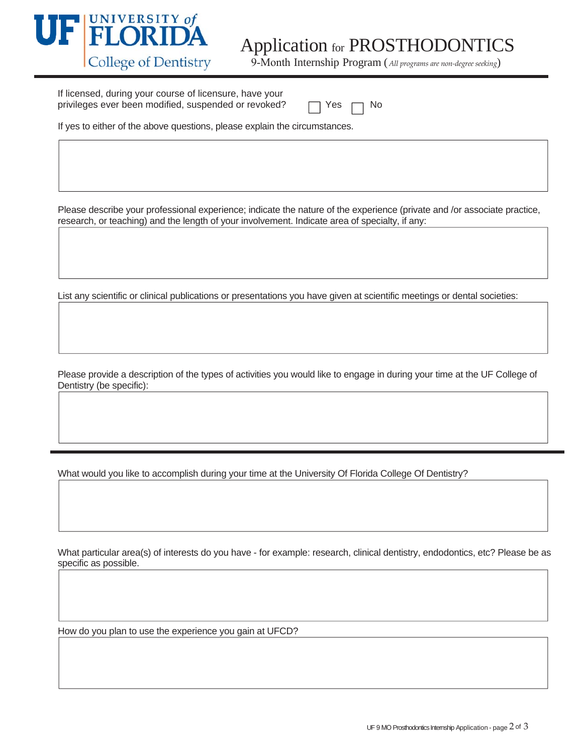# Application for PROSTHODONTICS

9-Month Internship Program (*All programs are non-degree seeking*)

If licensed, during your course of licensure, have your privileges ever been modified, suspended or revoked? ☐ Yes ☐ No

If yes to either of the above questions, please explain the circumstances.

Please describe your professional experience; indicate the nature of the experience (private and /or associate practice, research, or teaching) and the length of your involvement. Indicate area of specialty, if any:

List any scientific or clinical publications or presentations you have given at scientific meetings or dental societies:

Please provide a description of the types of activities you would like to engage in during your time at the UF College of Dentistry (be specific):

What would you like to accomplish during your time at the University Of Florida College Of Dentistry?

What particular area(s) of interests do you have - for example: research, clinical dentistry, endodontics, etc? Please be as specific as possible.

How do you plan to use the experience you gain at UFCD?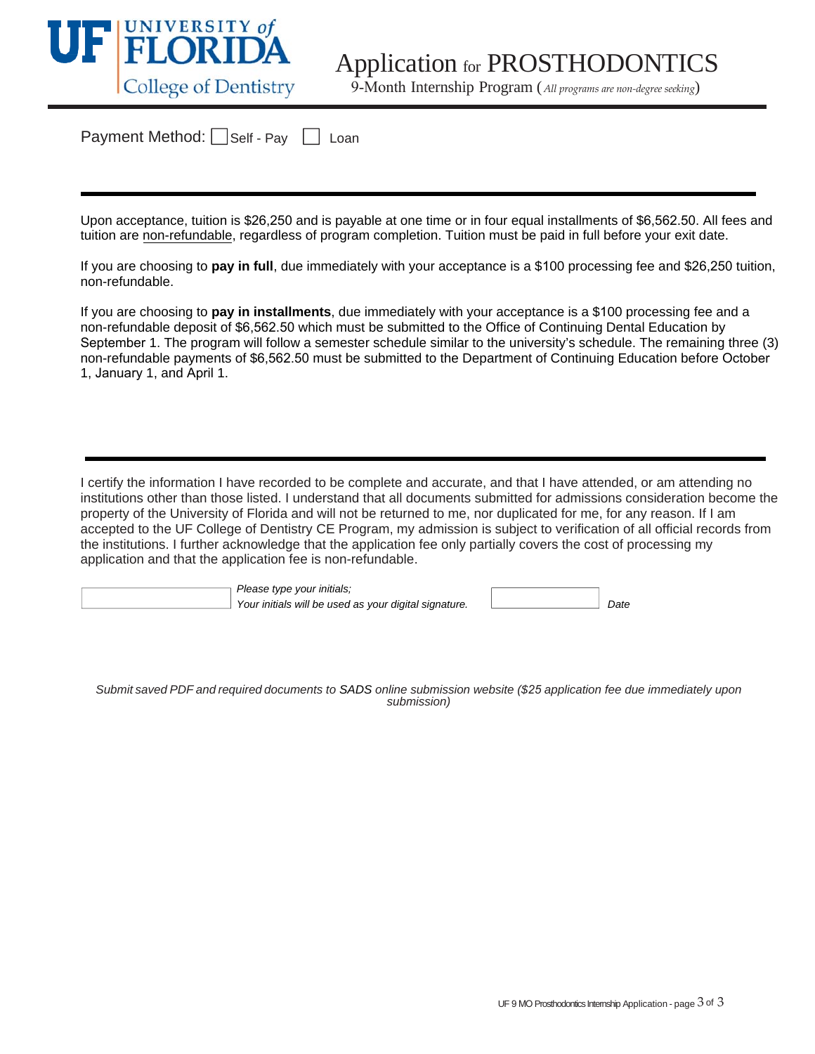# Application for PROSTHODONTICS

9-Month Internship Program (*All programs are non-degree seeking*)

Payment Method: ☐ Self - Pay ☐ Loan

---

Upon acceptance, tuition is $26,250 and is payable at one time or in four equal installments of $6,562.50. All fees and tuition are non-refundable, regardless of program completion. Tuition must be paid in full before your exit date.

If you are choosing to **pay in full**, due immediately with your acceptance is a $100 processing fee and $26,250 tuition, non-refundable.

If you are choosing to **pay in installments**, due immediately with your acceptance is a $100 processing fee and a non-refundable deposit of $6,562.50 which must be submitted to the Office of Continuing Dental Education by September 1. The program will follow a semester schedule similar to the university's schedule. The remaining three (3) non-refundable payments of $6,562.50 must be submitted to the Department of Continuing Education before October 1, January 1, and April 1.

---

I certify the information I have recorded to be complete and accurate, and that I have attended, or am attending no institutions other than those listed. I understand that all documents submitted for admissions consideration become the property of the University of Florida and will not be returned to me, nor duplicated for me, for any reason. If I am accepted to the UF College of Dentistry CE Program, my admission is subject to verification of all official records from the institutions. I further acknowledge that the application fee only partially covers the cost of processing my application and that the application fee is non-refundable.

________________ *Please type your initials; Your initials will be used as your digital signature.* ________________ *Date*

*Submit saved PDF and required documents to SADS online submission website ($25 application fee due immediately upon submission)*